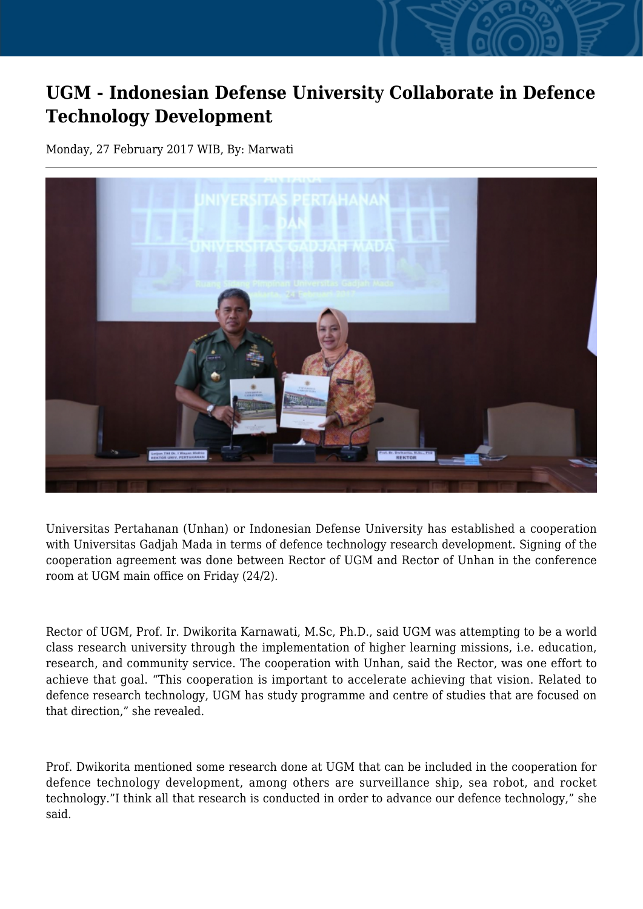# UGM - Indonesian Defense University Collaborate in Defence Technology Development

Monday, 27 February 2017 WIB, By: Marwati

Universitas Pertahanan (Unhan) or Indonesian Defense University has established a cooperation with Universitas Gadjah Mada in terms of defence technology research development. Signing of the cooperation agreement was done between Rector of UGM and Rector of Unhan in the conference room at UGM main office on Friday (24/2).

Rector of UGM, Prof. Ir. Dwikorita Karnawati, M.Sc, Ph.D., said UGM was attempting to be a world class research university through the implementation of higher learning missions, i.e. education, research, and community service. The cooperation with Unhan, said the Rector, was one effort to achieve that goal. “This cooperation is important to accelerate achieving that vision. Related to defence research technology, UGM has study programme and centre of studies that are focused on that direction,” she revealed.

Prof. Dwikorita mentioned some research done at UGM that can be included in the cooperation for defence technology development, among others are surveillance ship, sea robot, and rocket technology.”I think all that research is conducted in order to advance our defence technology,” she said.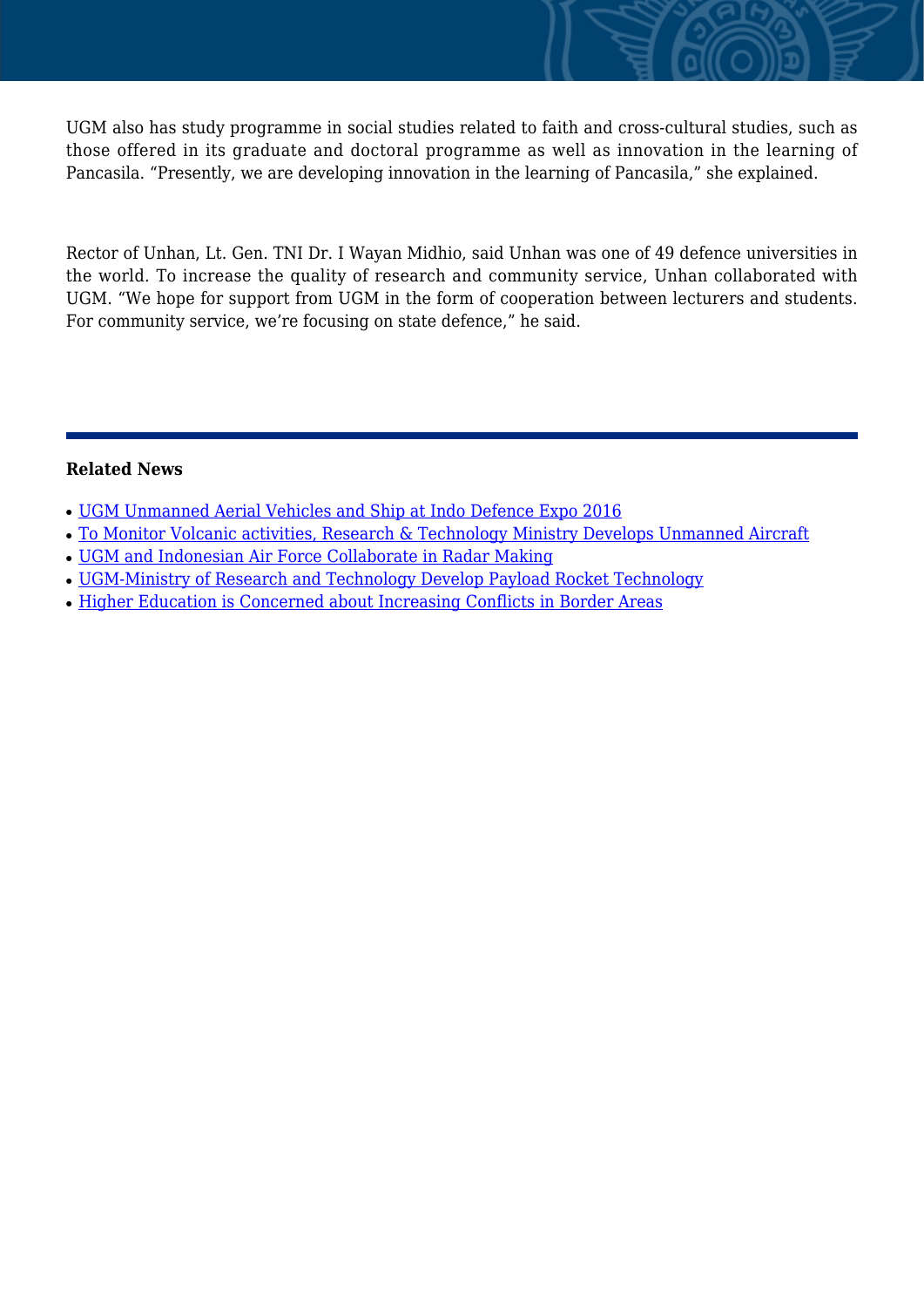UGM also has study programme in social studies related to faith and cross-cultural studies, such as those offered in its graduate and doctoral programme as well as innovation in the learning of Pancasila. "Presently, we are developing innovation in the learning of Pancasila," she explained.

Rector of Unhan, Lt. Gen. TNI Dr. I Wayan Midhio, said Unhan was one of 49 defence universities in the world. To increase the quality of research and community service, Unhan collaborated with UGM. "We hope for support from UGM in the form of cooperation between lecturers and students. For community service, we're focusing on state defence," he said.

---

**Related News**

- UGM Unmanned Aerial Vehicles and Ship at Indo Defence Expo 2016
- To Monitor Volcanic activities, Research & Technology Ministry Develops Unmanned Aircraft
- UGM and Indonesian Air Force Collaborate in Radar Making
- UGM-Ministry of Research and Technology Develop Payload Rocket Technology
- Higher Education is Concerned about Increasing Conflicts in Border Areas